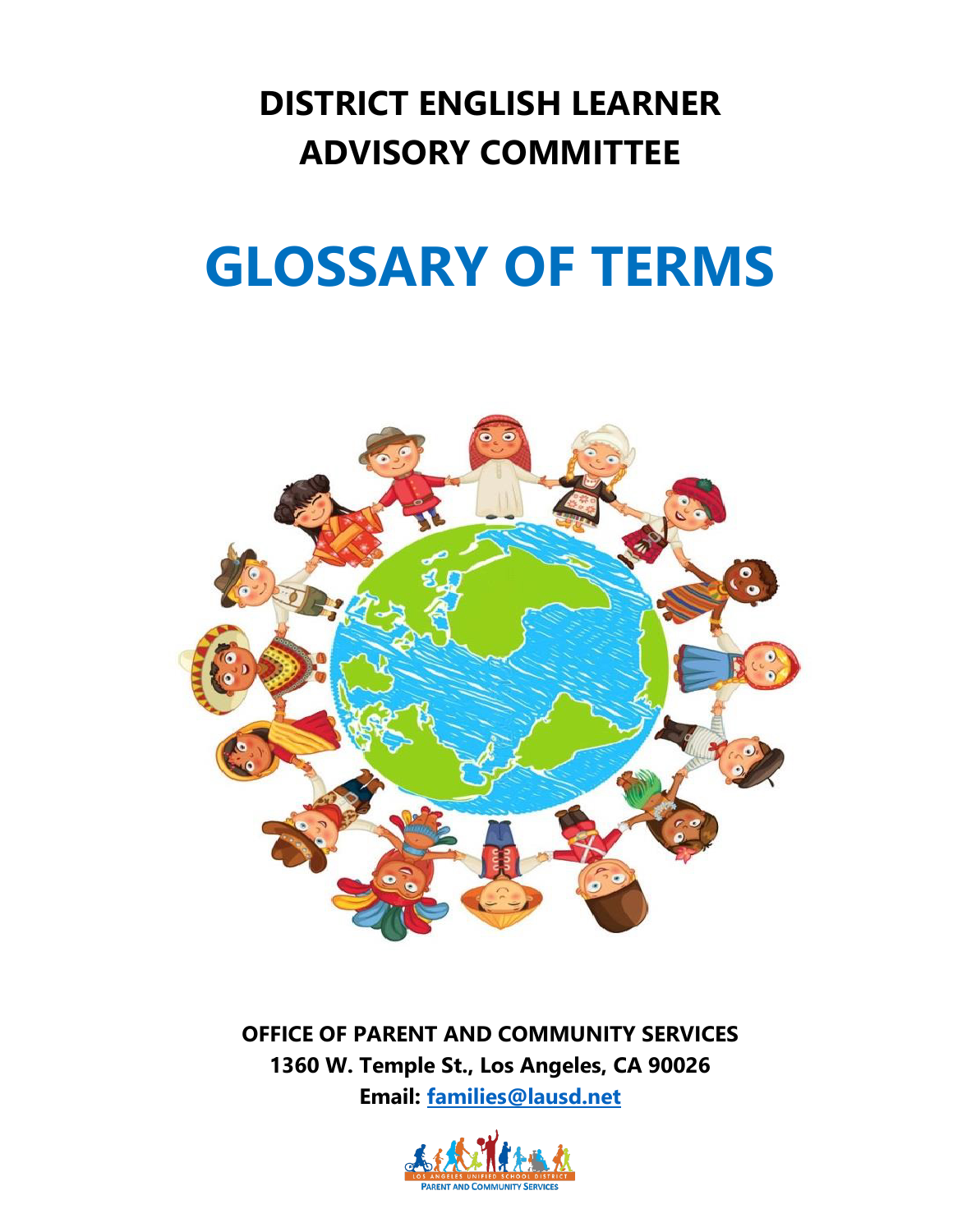# DISTRICT ENGLISH LEARNER ADVISORY COMMITTEE

# GLOSSARY OF TERMS

**OFFICE OF PARENT AND COMMUNITY SERVICES**
**1360 W. Temple St., Los Angeles, CA 90026**
**Email: families@lausd.net**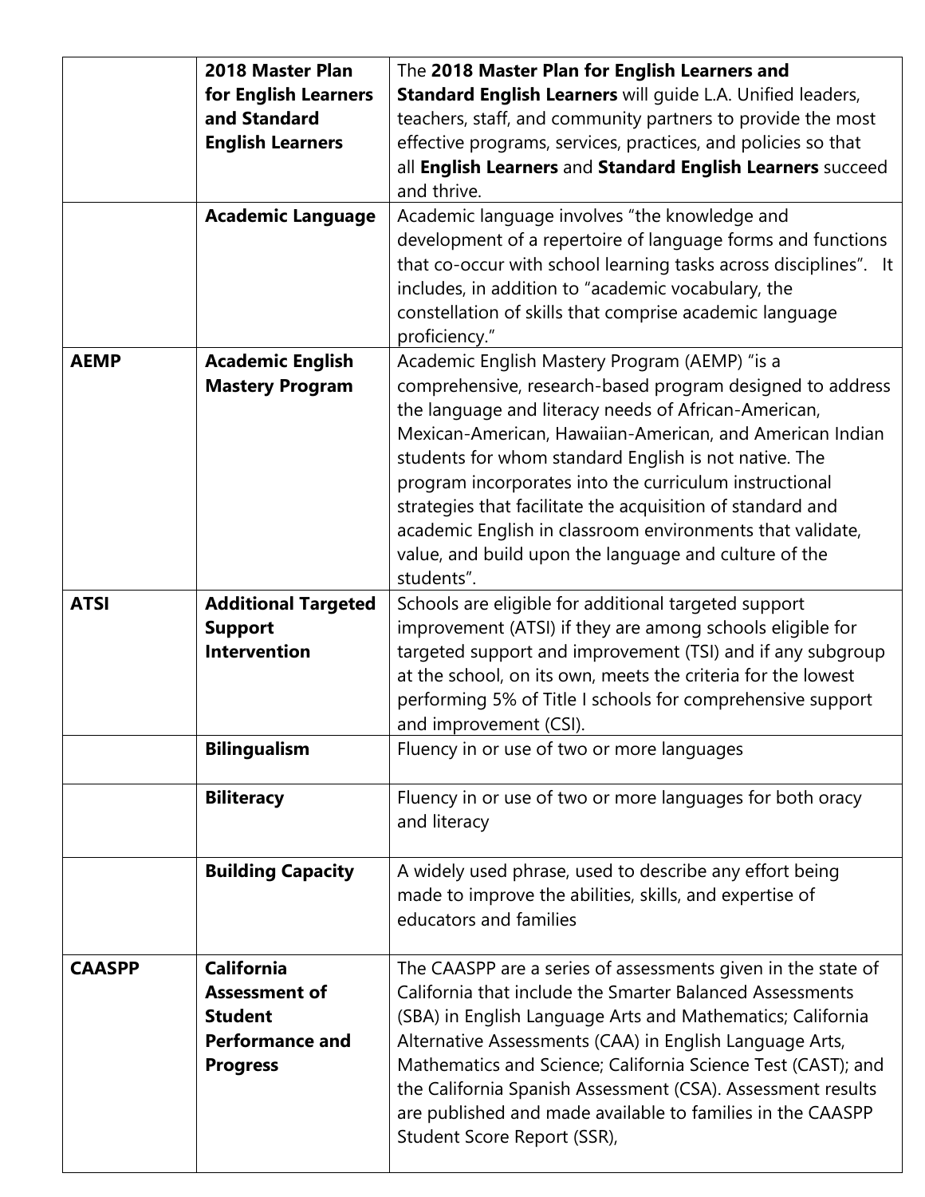| | | |
|---|---|---|
| | **2018 Master Plan for English Learners and Standard English Learners** | The **2018 Master Plan for English Learners and Standard English Learners** will guide L.A. Unified leaders, teachers, staff, and community partners to provide the most effective programs, services, practices, and policies so that all **English Learners** and **Standard English Learners** succeed and thrive. |
| | **Academic Language** | Academic language involves "the knowledge and development of a repertoire of language forms and functions that co-occur with school learning tasks across disciplines". It includes, in addition to "academic vocabulary, the constellation of skills that comprise academic language proficiency." |
| **AEMP** | **Academic English Mastery Program** | Academic English Mastery Program (AEMP) "is a comprehensive, research-based program designed to address the language and literacy needs of African-American, Mexican-American, Hawaiian-American, and American Indian students for whom standard English is not native. The program incorporates into the curriculum instructional strategies that facilitate the acquisition of standard and academic English in classroom environments that validate, value, and build upon the language and culture of the students". |
| **ATSI** | **Additional Targeted Support Intervention** | Schools are eligible for additional targeted support improvement (ATSI) if they are among schools eligible for targeted support and improvement (TSI) and if any subgroup at the school, on its own, meets the criteria for the lowest performing 5% of Title I schools for comprehensive support and improvement (CSI). |
| | **Bilingualism** | Fluency in or use of two or more languages |
| | **Biliteracy** | Fluency in or use of two or more languages for both oracy and literacy |
| | **Building Capacity** | A widely used phrase, used to describe any effort being made to improve the abilities, skills, and expertise of educators and families |
| **CAASPP** | **California Assessment of Student Performance and Progress** | The CAASPP are a series of assessments given in the state of California that include the Smarter Balanced Assessments (SBA) in English Language Arts and Mathematics; California Alternative Assessments (CAA) in English Language Arts, Mathematics and Science; California Science Test (CAST); and the California Spanish Assessment (CSA). Assessment results are published and made available to families in the CAASPP Student Score Report (SSR), |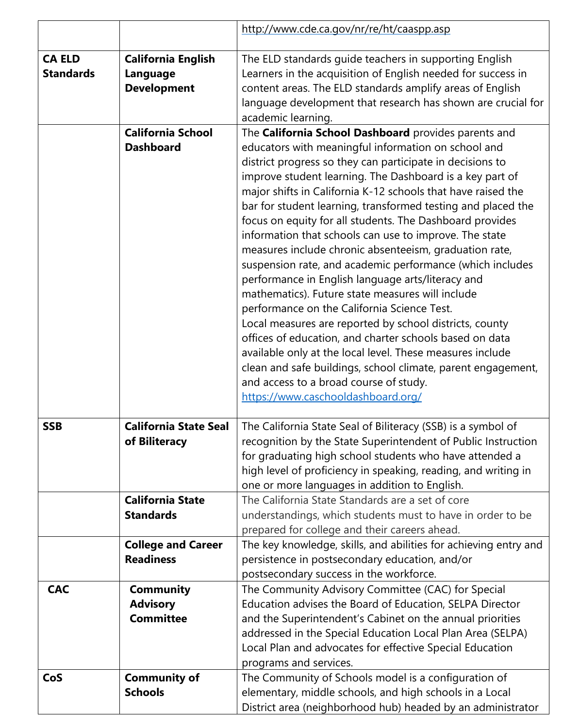| | | |
|---|---|---|
| | | http://www.cde.ca.gov/nr/re/ht/caaspp.asp |
| **CA ELD Standards** | **California English Language Development** | The ELD standards guide teachers in supporting English Learners in the acquisition of English needed for success in content areas. The ELD standards amplify areas of English language development that research has shown are crucial for academic learning. |
| | **California School Dashboard** | The **California School Dashboard** provides parents and educators with meaningful information on school and district progress so they can participate in decisions to improve student learning. The Dashboard is a key part of major shifts in California K-12 schools that have raised the bar for student learning, transformed testing and placed the focus on equity for all students. The Dashboard provides information that schools can use to improve. The state measures include chronic absenteeism, graduation rate, suspension rate, and academic performance (which includes performance in English language arts/literacy and mathematics). Future state measures will include performance on the California Science Test. Local measures are reported by school districts, county offices of education, and charter schools based on data available only at the local level. These measures include clean and safe buildings, school climate, parent engagement, and access to a broad course of study. https://www.caschooldashboard.org/ |
| **SSB** | **California State Seal of Biliteracy** | The California State Seal of Biliteracy (SSB) is a symbol of recognition by the State Superintendent of Public Instruction for graduating high school students who have attended a high level of proficiency in speaking, reading, and writing in one or more languages in addition to English. |
| | **California State Standards** | The California State Standards are a set of core understandings, which students must to have in order to be prepared for college and their careers ahead. |
| | **College and Career Readiness** | The key knowledge, skills, and abilities for achieving entry and persistence in postsecondary education, and/or postsecondary success in the workforce. |
| **CAC** | **Community Advisory Committee** | The Community Advisory Committee (CAC) for Special Education advises the Board of Education, SELPA Director and the Superintendent's Cabinet on the annual priorities addressed in the Special Education Local Plan Area (SELPA) Local Plan and advocates for effective Special Education programs and services. |
| **CoS** | **Community of Schools** | The Community of Schools model is a configuration of elementary, middle schools, and high schools in a Local District area (neighborhood hub) headed by an administrator |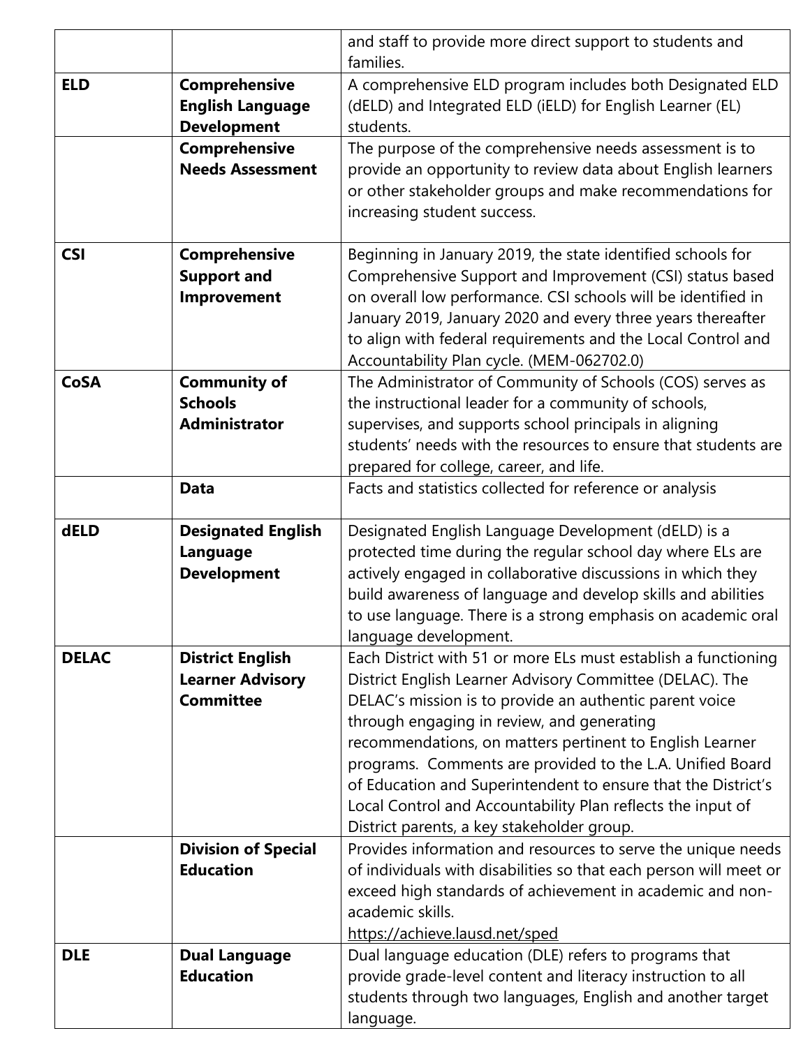| | | |
|---|---|---|
| | | and staff to provide more direct support to students and families. |
| **ELD** | **Comprehensive English Language Development** | A comprehensive ELD program includes both Designated ELD (dELD) and Integrated ELD (iELD) for English Learner (EL) students. |
| | **Comprehensive Needs Assessment** | The purpose of the comprehensive needs assessment is to provide an opportunity to review data about English learners or other stakeholder groups and make recommendations for increasing student success. |
| **CSI** | **Comprehensive Support and Improvement** | Beginning in January 2019, the state identified schools for Comprehensive Support and Improvement (CSI) status based on overall low performance. CSI schools will be identified in January 2019, January 2020 and every three years thereafter to align with federal requirements and the Local Control and Accountability Plan cycle. (MEM-062702.0) |
| **CoSA** | **Community of Schools Administrator** | The Administrator of Community of Schools (COS) serves as the instructional leader for a community of schools, supervises, and supports school principals in aligning students' needs with the resources to ensure that students are prepared for college, career, and life. |
| | **Data** | Facts and statistics collected for reference or analysis |
| **dELD** | **Designated English Language Development** | Designated English Language Development (dELD) is a protected time during the regular school day where ELs are actively engaged in collaborative discussions in which they build awareness of language and develop skills and abilities to use language. There is a strong emphasis on academic oral language development. |
| **DELAC** | **District English Learner Advisory Committee** | Each District with 51 or more ELs must establish a functioning District English Learner Advisory Committee (DELAC). The DELAC's mission is to provide an authentic parent voice through engaging in review, and generating recommendations, on matters pertinent to English Learner programs. Comments are provided to the L.A. Unified Board of Education and Superintendent to ensure that the District's Local Control and Accountability Plan reflects the input of District parents, a key stakeholder group. |
| | **Division of Special Education** | Provides information and resources to serve the unique needs of individuals with disabilities so that each person will meet or exceed high standards of achievement in academic and non-academic skills. https://achieve.lausd.net/sped |
| **DLE** | **Dual Language Education** | Dual language education (DLE) refers to programs that provide grade-level content and literacy instruction to all students through two languages, English and another target language. |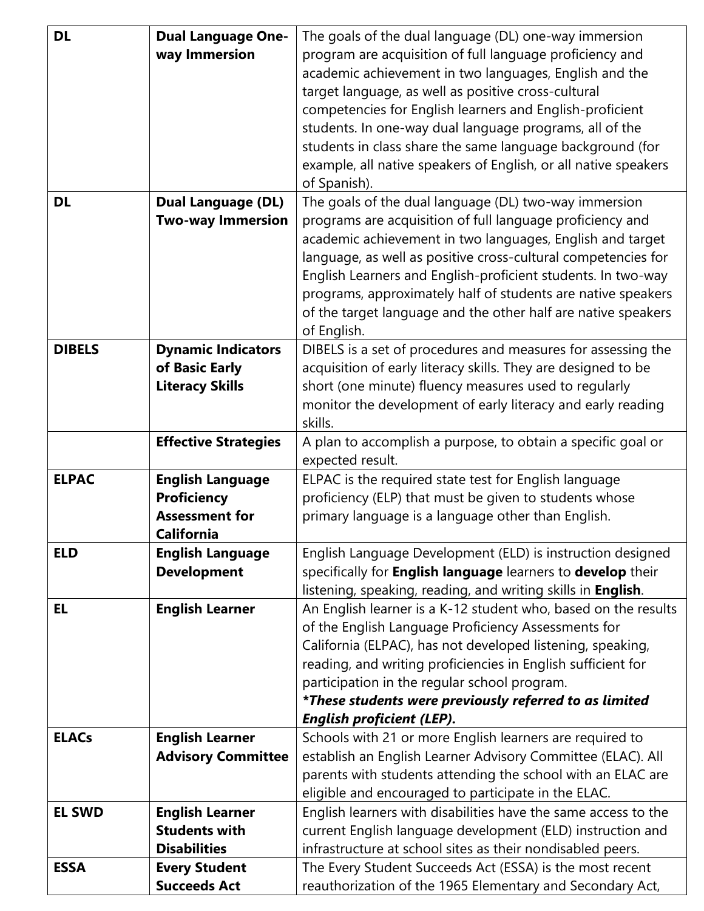| | | |
|---|---|---|
| **DL** | **Dual Language One-way Immersion** | The goals of the dual language (DL) one-way immersion program are acquisition of full language proficiency and academic achievement in two languages, English and the target language, as well as positive cross-cultural competencies for English learners and English-proficient students. In one-way dual language programs, all of the students in class share the same language background (for example, all native speakers of English, or all native speakers of Spanish). |
| **DL** | **Dual Language (DL) Two-way Immersion** | The goals of the dual language (DL) two-way immersion programs are acquisition of full language proficiency and academic achievement in two languages, English and target language, as well as positive cross-cultural competencies for English Learners and English-proficient students. In two-way programs, approximately half of students are native speakers of the target language and the other half are native speakers of English. |
| **DIBELS** | **Dynamic Indicators of Basic Early Literacy Skills** | DIBELS is a set of procedures and measures for assessing the acquisition of early literacy skills. They are designed to be short (one minute) fluency measures used to regularly monitor the development of early literacy and early reading skills. |
| | **Effective Strategies** | A plan to accomplish a purpose, to obtain a specific goal or expected result. |
| **ELPAC** | **English Language Proficiency Assessment for California** | ELPAC is the required state test for English language proficiency (ELP) that must be given to students whose primary language is a language other than English. |
| **ELD** | **English Language Development** | English Language Development (ELD) is instruction designed specifically for **English language** learners to **develop** their listening, speaking, reading, and writing skills in **English**. |
| **EL** | **English Learner** | An English learner is a K-12 student who, based on the results of the English Language Proficiency Assessments for California (ELPAC), has not developed listening, speaking, reading, and writing proficiencies in English sufficient for participation in the regular school program. ***\*These students were previously referred to as limited English proficient (LEP).*** |
| **ELACs** | **English Learner Advisory Committee** | Schools with 21 or more English learners are required to establish an English Learner Advisory Committee (ELAC). All parents with students attending the school with an ELAC are eligible and encouraged to participate in the ELAC. |
| **EL SWD** | **English Learner Students with Disabilities** | English learners with disabilities have the same access to the current English language development (ELD) instruction and infrastructure at school sites as their nondisabled peers. |
| **ESSA** | **Every Student Succeeds Act** | The Every Student Succeeds Act (ESSA) is the most recent reauthorization of the 1965 Elementary and Secondary Act, |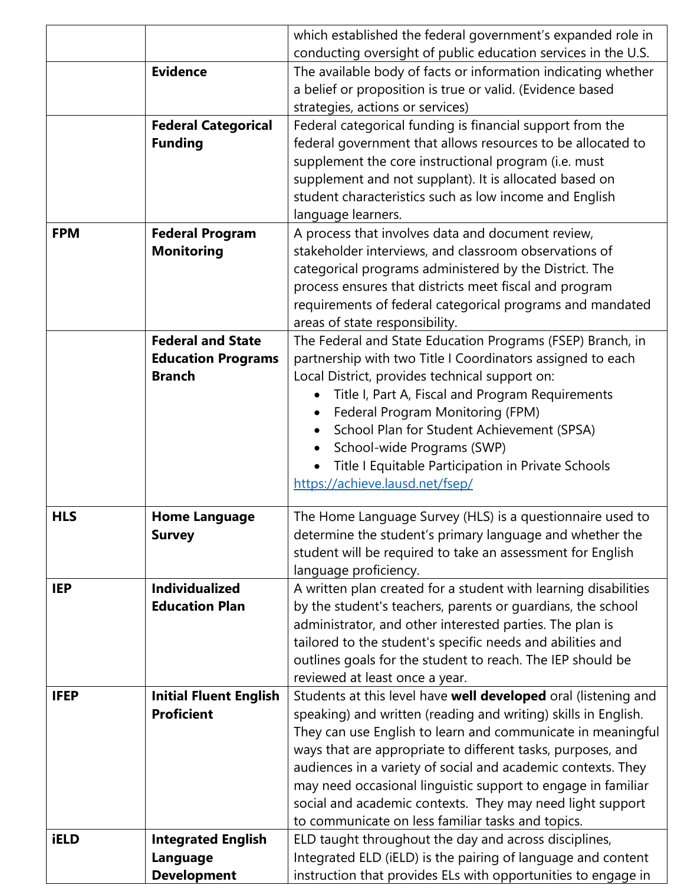| | | |
|---|---|---|
| | | which established the federal government's expanded role in conducting oversight of public education services in the U.S. |
| | **Evidence** | The available body of facts or information indicating whether a belief or proposition is true or valid. (Evidence based strategies, actions or services) |
| | **Federal Categorical Funding** | Federal categorical funding is financial support from the federal government that allows resources to be allocated to supplement the core instructional program (i.e. must supplement and not supplant). It is allocated based on student characteristics such as low income and English language learners. |
| **FPM** | **Federal Program Monitoring** | A process that involves data and document review, stakeholder interviews, and classroom observations of categorical programs administered by the District. The process ensures that districts meet fiscal and program requirements of federal categorical programs and mandated areas of state responsibility. |
| | **Federal and State Education Programs Branch** | The Federal and State Education Programs (FSEP) Branch, in partnership with two Title I Coordinators assigned to each Local District, provides technical support on:<br>• Title I, Part A, Fiscal and Program Requirements<br>• Federal Program Monitoring (FPM)<br>• School Plan for Student Achievement (SPSA)<br>• School-wide Programs (SWP)<br>• Title I Equitable Participation in Private Schools<br>https://achieve.lausd.net/fsep/ |
| **HLS** | **Home Language Survey** | The Home Language Survey (HLS) is a questionnaire used to determine the student's primary language and whether the student will be required to take an assessment for English language proficiency. |
| **IEP** | **Individualized Education Plan** | A written plan created for a student with learning disabilities by the student's teachers, parents or guardians, the school administrator, and other interested parties. The plan is tailored to the student's specific needs and abilities and outlines goals for the student to reach. The IEP should be reviewed at least once a year. |
| **IFEP** | **Initial Fluent English Proficient** | Students at this level have **well developed** oral (listening and speaking) and written (reading and writing) skills in English. They can use English to learn and communicate in meaningful ways that are appropriate to different tasks, purposes, and audiences in a variety of social and academic contexts. They may need occasional linguistic support to engage in familiar social and academic contexts. They may need light support to communicate on less familiar tasks and topics. |
| **iELD** | **Integrated English Language Development** | ELD taught throughout the day and across disciplines, Integrated ELD (iELD) is the pairing of language and content instruction that provides ELs with opportunities to engage in |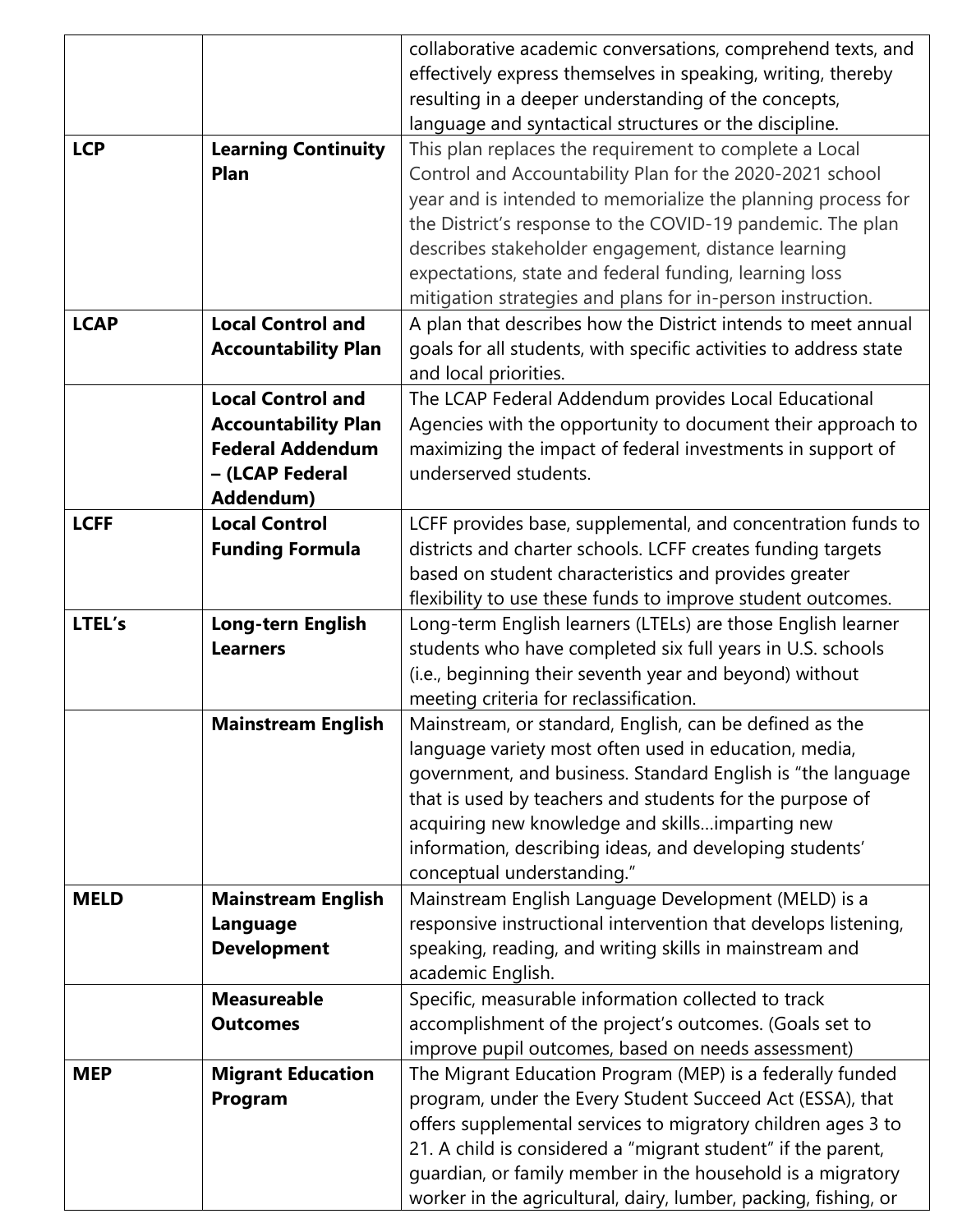| | | |
|---|---|---|
| | | collaborative academic conversations, comprehend texts, and effectively express themselves in speaking, writing, thereby resulting in a deeper understanding of the concepts, language and syntactical structures or the discipline. |
| **LCP** | **Learning Continuity Plan** | This plan replaces the requirement to complete a Local Control and Accountability Plan for the 2020-2021 school year and is intended to memorialize the planning process for the District's response to the COVID-19 pandemic. The plan describes stakeholder engagement, distance learning expectations, state and federal funding, learning loss mitigation strategies and plans for in-person instruction. |
| **LCAP** | **Local Control and Accountability Plan** | A plan that describes how the District intends to meet annual goals for all students, with specific activities to address state and local priorities. |
| | **Local Control and Accountability Plan Federal Addendum – (LCAP Federal Addendum)** | The LCAP Federal Addendum provides Local Educational Agencies with the opportunity to document their approach to maximizing the impact of federal investments in support of underserved students. |
| **LCFF** | **Local Control Funding Formula** | LCFF provides base, supplemental, and concentration funds to districts and charter schools. LCFF creates funding targets based on student characteristics and provides greater flexibility to use these funds to improve student outcomes. |
| **LTEL's** | **Long-tern English Learners** | Long-term English learners (LTELs) are those English learner students who have completed six full years in U.S. schools (i.e., beginning their seventh year and beyond) without meeting criteria for reclassification. |
| | **Mainstream English** | Mainstream, or standard, English, can be defined as the language variety most often used in education, media, government, and business. Standard English is "the language that is used by teachers and students for the purpose of acquiring new knowledge and skills…imparting new information, describing ideas, and developing students' conceptual understanding." |
| **MELD** | **Mainstream English Language Development** | Mainstream English Language Development (MELD) is a responsive instructional intervention that develops listening, speaking, reading, and writing skills in mainstream and academic English. |
| | **Measureable Outcomes** | Specific, measurable information collected to track accomplishment of the project's outcomes. (Goals set to improve pupil outcomes, based on needs assessment) |
| **MEP** | **Migrant Education Program** | The Migrant Education Program (MEP) is a federally funded program, under the Every Student Succeed Act (ESSA), that offers supplemental services to migratory children ages 3 to 21. A child is considered a "migrant student" if the parent, guardian, or family member in the household is a migratory worker in the agricultural, dairy, lumber, packing, fishing, or |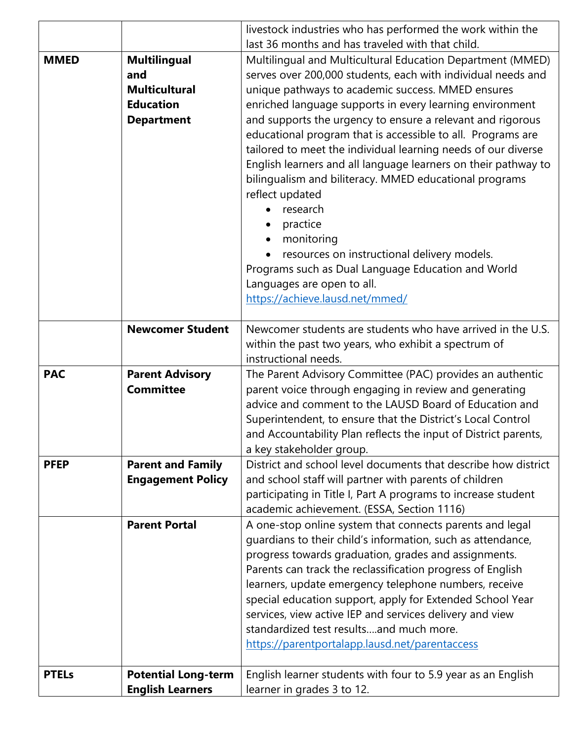| | | |
|---|---|---|
| | | livestock industries who has performed the work within the last 36 months and has traveled with that child. |
| **MMED** | **Multilingual and Multicultural Education Department** | Multilingual and Multicultural Education Department (MMED) serves over 200,000 students, each with individual needs and unique pathways to academic success. MMED ensures enriched language supports in every learning environment and supports the urgency to ensure a relevant and rigorous educational program that is accessible to all. Programs are tailored to meet the individual learning needs of our diverse English learners and all language learners on their pathway to bilingualism and biliteracy. MMED educational programs reflect updated <br>• research <br>• practice <br>• monitoring <br>• resources on instructional delivery models. <br>Programs such as Dual Language Education and World Languages are open to all. <br>https://achieve.lausd.net/mmed/ |
| | **Newcomer Student** | Newcomer students are students who have arrived in the U.S. within the past two years, who exhibit a spectrum of instructional needs. |
| **PAC** | **Parent Advisory Committee** | The Parent Advisory Committee (PAC) provides an authentic parent voice through engaging in review and generating advice and comment to the LAUSD Board of Education and Superintendent, to ensure that the District's Local Control and Accountability Plan reflects the input of District parents, a key stakeholder group. |
| **PFEP** | **Parent and Family Engagement Policy** | District and school level documents that describe how district and school staff will partner with parents of children participating in Title I, Part A programs to increase student academic achievement. (ESSA, Section 1116) |
| | **Parent Portal** | A one-stop online system that connects parents and legal guardians to their child's information, such as attendance, progress towards graduation, grades and assignments. Parents can track the reclassification progress of English learners, update emergency telephone numbers, receive special education support, apply for Extended School Year services, view active IEP and services delivery and view standardized test results….and much more. <br>https://parentportalapp.lausd.net/parentaccess |
| **PTELs** | **Potential Long-term English Learners** | English learner students with four to 5.9 year as an English learner in grades 3 to 12. |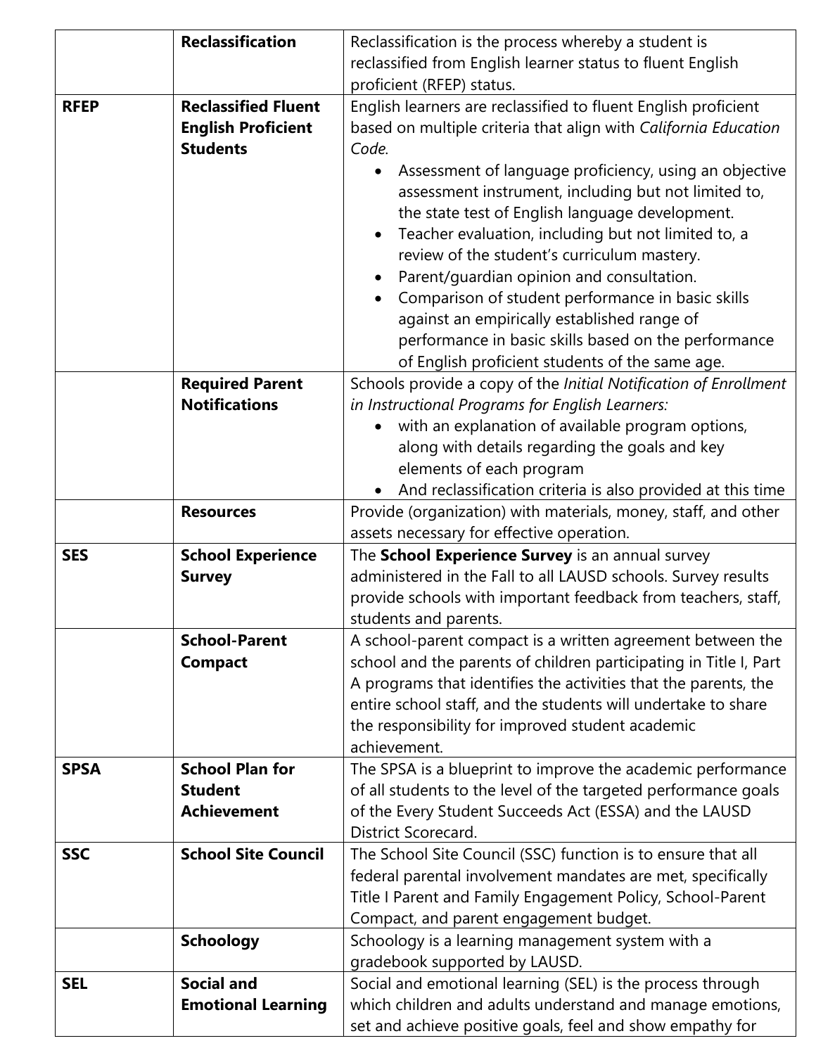| | | |
|---|---|---|
| | **Reclassification** | Reclassification is the process whereby a student is reclassified from English learner status to fluent English proficient (RFEP) status. |
| **RFEP** | **Reclassified Fluent English Proficient Students** | English learners are reclassified to fluent English proficient based on multiple criteria that align with *California Education Code.*<br>• Assessment of language proficiency, using an objective assessment instrument, including but not limited to, the state test of English language development.<br>• Teacher evaluation, including but not limited to, a review of the student's curriculum mastery.<br>• Parent/guardian opinion and consultation.<br>• Comparison of student performance in basic skills against an empirically established range of performance in basic skills based on the performance of English proficient students of the same age. |
| | **Required Parent Notifications** | Schools provide a copy of the *Initial Notification of Enrollment in Instructional Programs for English Learners:*<br>• with an explanation of available program options, along with details regarding the goals and key elements of each program<br>• And reclassification criteria is also provided at this time |
| | **Resources** | Provide (organization) with materials, money, staff, and other assets necessary for effective operation. |
| **SES** | **School Experience Survey** | The **School Experience Survey** is an annual survey administered in the Fall to all LAUSD schools. Survey results provide schools with important feedback from teachers, staff, students and parents. |
| | **School-Parent Compact** | A school-parent compact is a written agreement between the school and the parents of children participating in Title I, Part A programs that identifies the activities that the parents, the entire school staff, and the students will undertake to share the responsibility for improved student academic achievement. |
| **SPSA** | **School Plan for Student Achievement** | The SPSA is a blueprint to improve the academic performance of all students to the level of the targeted performance goals of the Every Student Succeeds Act (ESSA) and the LAUSD District Scorecard. |
| **SSC** | **School Site Council** | The School Site Council (SSC) function is to ensure that all federal parental involvement mandates are met, specifically Title I Parent and Family Engagement Policy, School-Parent Compact, and parent engagement budget. |
| | **Schoology** | Schoology is a learning management system with a gradebook supported by LAUSD. |
| **SEL** | **Social and Emotional Learning** | Social and emotional learning (SEL) is the process through which children and adults understand and manage emotions, set and achieve positive goals, feel and show empathy for |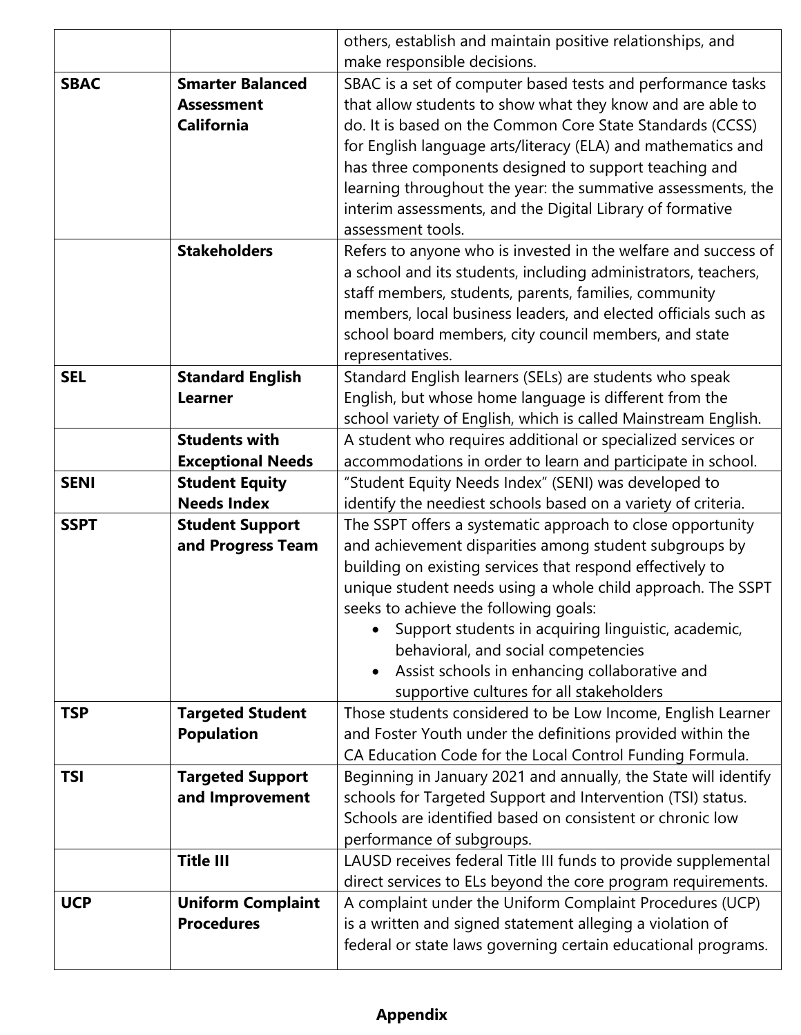| | | |
|---|---|---|
| | | others, establish and maintain positive relationships, and make responsible decisions. |
| **SBAC** | **Smarter Balanced Assessment California** | SBAC is a set of computer based tests and performance tasks that allow students to show what they know and are able to do. It is based on the Common Core State Standards (CCSS) for English language arts/literacy (ELA) and mathematics and has three components designed to support teaching and learning throughout the year: the summative assessments, the interim assessments, and the Digital Library of formative assessment tools. |
| | **Stakeholders** | Refers to anyone who is invested in the welfare and success of a school and its students, including administrators, teachers, staff members, students, parents, families, community members, local business leaders, and elected officials such as school board members, city council members, and state representatives. |
| **SEL** | **Standard English Learner** | Standard English learners (SELs) are students who speak English, but whose home language is different from the school variety of English, which is called Mainstream English. |
| | **Students with Exceptional Needs** | A student who requires additional or specialized services or accommodations in order to learn and participate in school. |
| **SENI** | **Student Equity Needs Index** | "Student Equity Needs Index" (SENI) was developed to identify the neediest schools based on a variety of criteria. |
| **SSPT** | **Student Support and Progress Team** | The SSPT offers a systematic approach to close opportunity and achievement disparities among student subgroups by building on existing services that respond effectively to unique student needs using a whole child approach. The SSPT seeks to achieve the following goals: <br>• Support students in acquiring linguistic, academic, behavioral, and social competencies <br>• Assist schools in enhancing collaborative and supportive cultures for all stakeholders |
| **TSP** | **Targeted Student Population** | Those students considered to be Low Income, English Learner and Foster Youth under the definitions provided within the CA Education Code for the Local Control Funding Formula. |
| **TSI** | **Targeted Support and Improvement** | Beginning in January 2021 and annually, the State will identify schools for Targeted Support and Intervention (TSI) status. Schools are identified based on consistent or chronic low performance of subgroups. |
| | **Title III** | LAUSD receives federal Title III funds to provide supplemental direct services to ELs beyond the core program requirements. |
| **UCP** | **Uniform Complaint Procedures** | A complaint under the Uniform Complaint Procedures (UCP) is a written and signed statement alleging a violation of federal or state laws governing certain educational programs. |

## Appendix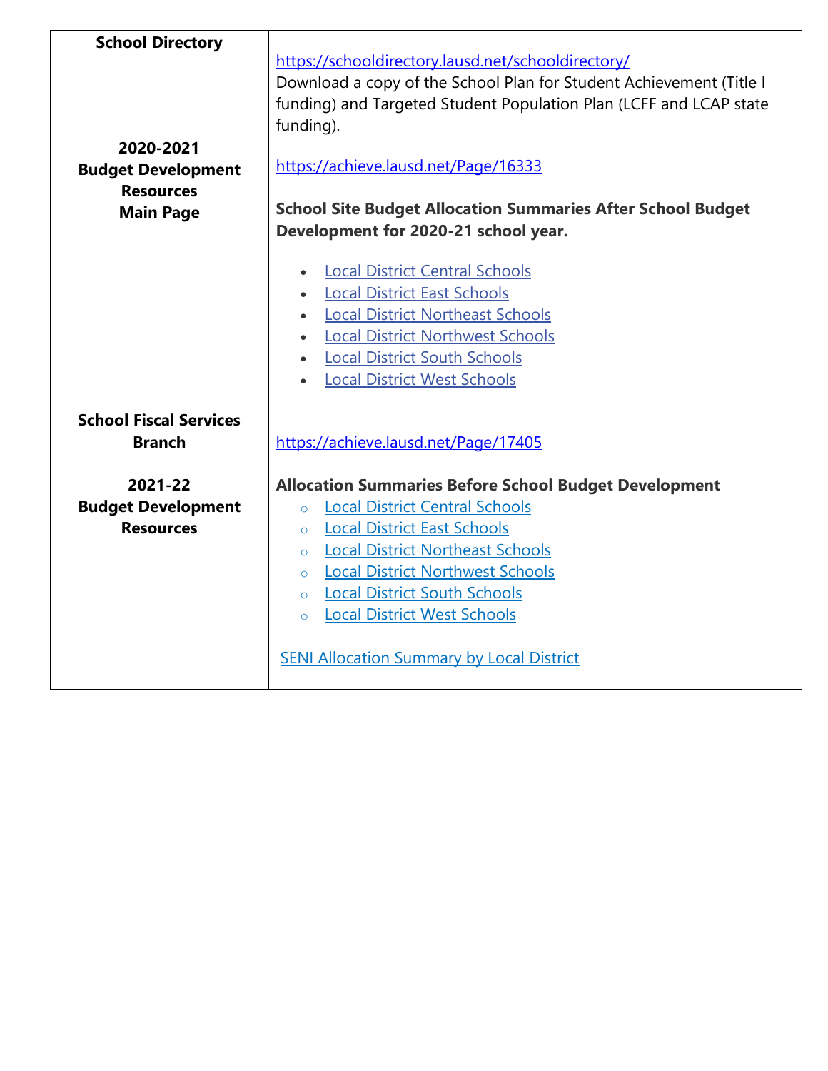| | |
|---|---|
| **School Directory** | https://schooldirectory.lausd.net/schooldirectory/<br>Download a copy of the School Plan for Student Achievement (Title I funding) and Targeted Student Population Plan (LCFF and LCAP state funding). |
| **2020-2021 Budget Development Resources Main Page** | https://achieve.lausd.net/Page/16333<br><br>**School Site Budget Allocation Summaries After School Budget Development for 2020-21 school year.**<br><br>• Local District Central Schools<br>• Local District East Schools<br>• Local District Northeast Schools<br>• Local District Northwest Schools<br>• Local District South Schools<br>• Local District West Schools |
| **School Fiscal Services Branch**<br><br>**2021-22 Budget Development Resources** | https://achieve.lausd.net/Page/17405<br><br>**Allocation Summaries Before School Budget Development**<br>○ Local District Central Schools<br>○ Local District East Schools<br>○ Local District Northeast Schools<br>○ Local District Northwest Schools<br>○ Local District South Schools<br>○ Local District West Schools<br><br>SENI Allocation Summary by Local District |